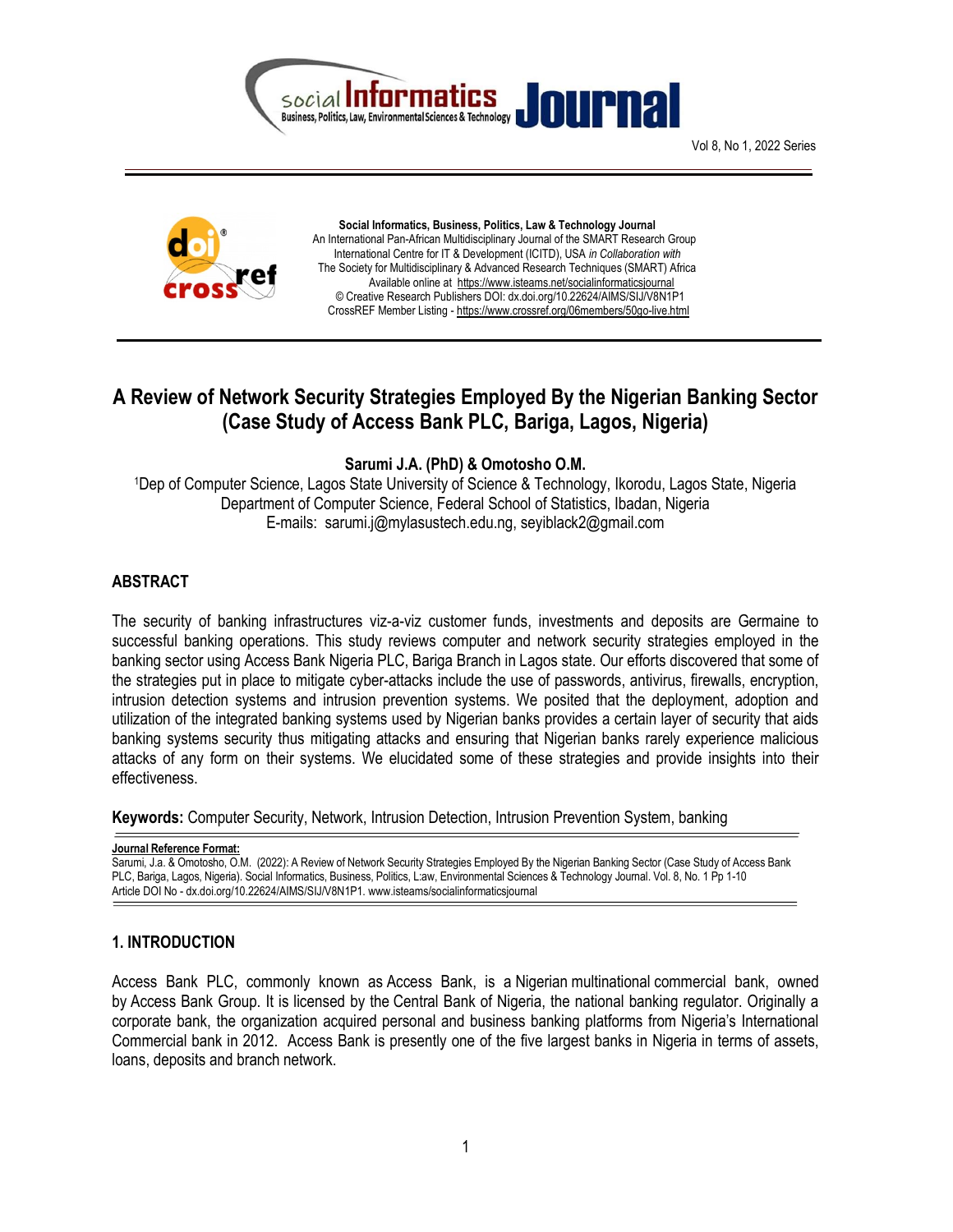**Social Informatics, Business, Politics, Law & Technology Journal**
An International Pan-African Multidisciplinary Journal of the SMART Research Group
International Centre for IT & Development (ICITD), USA *in Collaboration with*
The Society for Multidisciplinary & Advanced Research Techniques (SMART) Africa
Available online at https://www.isteams.net/socialinformaticsjournal
© Creative Research Publishers DOI: dx.doi.org/10.22624/AIMS/SIJ/V8N1P1
CrossREF Member Listing - https://www.crossref.org/06members/50go-live.html

# A Review of Network Security Strategies Employed By the Nigerian Banking Sector (Case Study of Access Bank PLC, Bariga, Lagos, Nigeria)

**Sarumi J.A. (PhD) & Omotosho O.M.**

[1]Dep of Computer Science, Lagos State University of Science & Technology, Ikorodu, Lagos State, Nigeria
Department of Computer Science, Federal School of Statistics, Ibadan, Nigeria
E-mails: sarumi.j@mylasustech.edu.ng, seyiblack2@gmail.com

## ABSTRACT

The security of banking infrastructures viz-a-viz customer funds, investments and deposits are Germaine to successful banking operations. This study reviews computer and network security strategies employed in the banking sector using Access Bank Nigeria PLC, Bariga Branch in Lagos state. Our efforts discovered that some of the strategies put in place to mitigate cyber-attacks include the use of passwords, antivirus, firewalls, encryption, intrusion detection systems and intrusion prevention systems. We posited that the deployment, adoption and utilization of the integrated banking systems used by Nigerian banks provides a certain layer of security that aids banking systems security thus mitigating attacks and ensuring that Nigerian banks rarely experience malicious attacks of any form on their systems. We elucidated some of these strategies and provide insights into their effectiveness.

**Keywords:** Computer Security, Network, Intrusion Detection, Intrusion Prevention System, banking

**Journal Reference Format:**
Sarumi, J.a. & Omotosho, O.M. (2022): A Review of Network Security Strategies Employed By the Nigerian Banking Sector (Case Study of Access Bank PLC, Bariga, Lagos, Nigeria). Social Informatics, Business, Politics, L:aw, Environmental Sciences & Technology Journal. Vol. 8, No. 1 Pp 1-10
Article DOI No - dx.doi.org/10.22624/AIMS/SIJ/V8N1P1. www.isteams.net/socialinformaticsjournal

## 1. INTRODUCTION

Access Bank PLC, commonly known as Access Bank, is a Nigerian multinational commercial bank, owned by Access Bank Group. It is licensed by the Central Bank of Nigeria, the national banking regulator. Originally a corporate bank, the organization acquired personal and business banking platforms from Nigeria's International Commercial bank in 2012. Access Bank is presently one of the five largest banks in Nigeria in terms of assets, loans, deposits and branch network.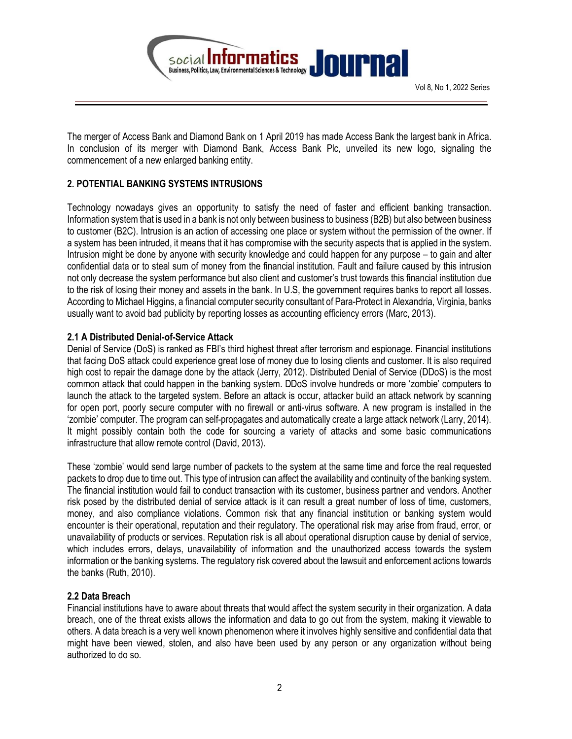The merger of Access Bank and Diamond Bank on 1 April 2019 has made Access Bank the largest bank in Africa. In conclusion of its merger with Diamond Bank, Access Bank Plc, unveiled its new logo, signaling the commencement of a new enlarged banking entity.

## 2. POTENTIAL BANKING SYSTEMS INTRUSIONS

Technology nowadays gives an opportunity to satisfy the need of faster and efficient banking transaction. Information system that is used in a bank is not only between business to business (B2B) but also between business to customer (B2C). Intrusion is an action of accessing one place or system without the permission of the owner. If a system has been intruded, it means that it has compromise with the security aspects that is applied in the system. Intrusion might be done by anyone with security knowledge and could happen for any purpose – to gain and alter confidential data or to steal sum of money from the financial institution. Fault and failure caused by this intrusion not only decrease the system performance but also client and customer's trust towards this financial institution due to the risk of losing their money and assets in the bank. In U.S, the government requires banks to report all losses. According to Michael Higgins, a financial computer security consultant of Para-Protect in Alexandria, Virginia, banks usually want to avoid bad publicity by reporting losses as accounting efficiency errors (Marc, 2013).

### 2.1 A Distributed Denial-of-Service Attack

Denial of Service (DoS) is ranked as FBI's third highest threat after terrorism and espionage. Financial institutions that facing DoS attack could experience great lose of money due to losing clients and customer. It is also required high cost to repair the damage done by the attack (Jerry, 2012). Distributed Denial of Service (DDoS) is the most common attack that could happen in the banking system. DDoS involve hundreds or more 'zombie' computers to launch the attack to the targeted system. Before an attack is occur, attacker build an attack network by scanning for open port, poorly secure computer with no firewall or anti-virus software. A new program is installed in the 'zombie' computer. The program can self-propagates and automatically create a large attack network (Larry, 2014). It might possibly contain both the code for sourcing a variety of attacks and some basic communications infrastructure that allow remote control (David, 2013).

These 'zombie' would send large number of packets to the system at the same time and force the real requested packets to drop due to time out. This type of intrusion can affect the availability and continuity of the banking system. The financial institution would fail to conduct transaction with its customer, business partner and vendors. Another risk posed by the distributed denial of service attack is it can result a great number of loss of time, customers, money, and also compliance violations. Common risk that any financial institution or banking system would encounter is their operational, reputation and their regulatory. The operational risk may arise from fraud, error, or unavailability of products or services. Reputation risk is all about operational disruption cause by denial of service, which includes errors, delays, unavailability of information and the unauthorized access towards the system information or the banking systems. The regulatory risk covered about the lawsuit and enforcement actions towards the banks (Ruth, 2010).

### 2.2 Data Breach

Financial institutions have to aware about threats that would affect the system security in their organization. A data breach, one of the threat exists allows the information and data to go out from the system, making it viewable to others. A data breach is a very well known phenomenon where it involves highly sensitive and confidential data that might have been viewed, stolen, and also have been used by any person or any organization without being authorized to do so.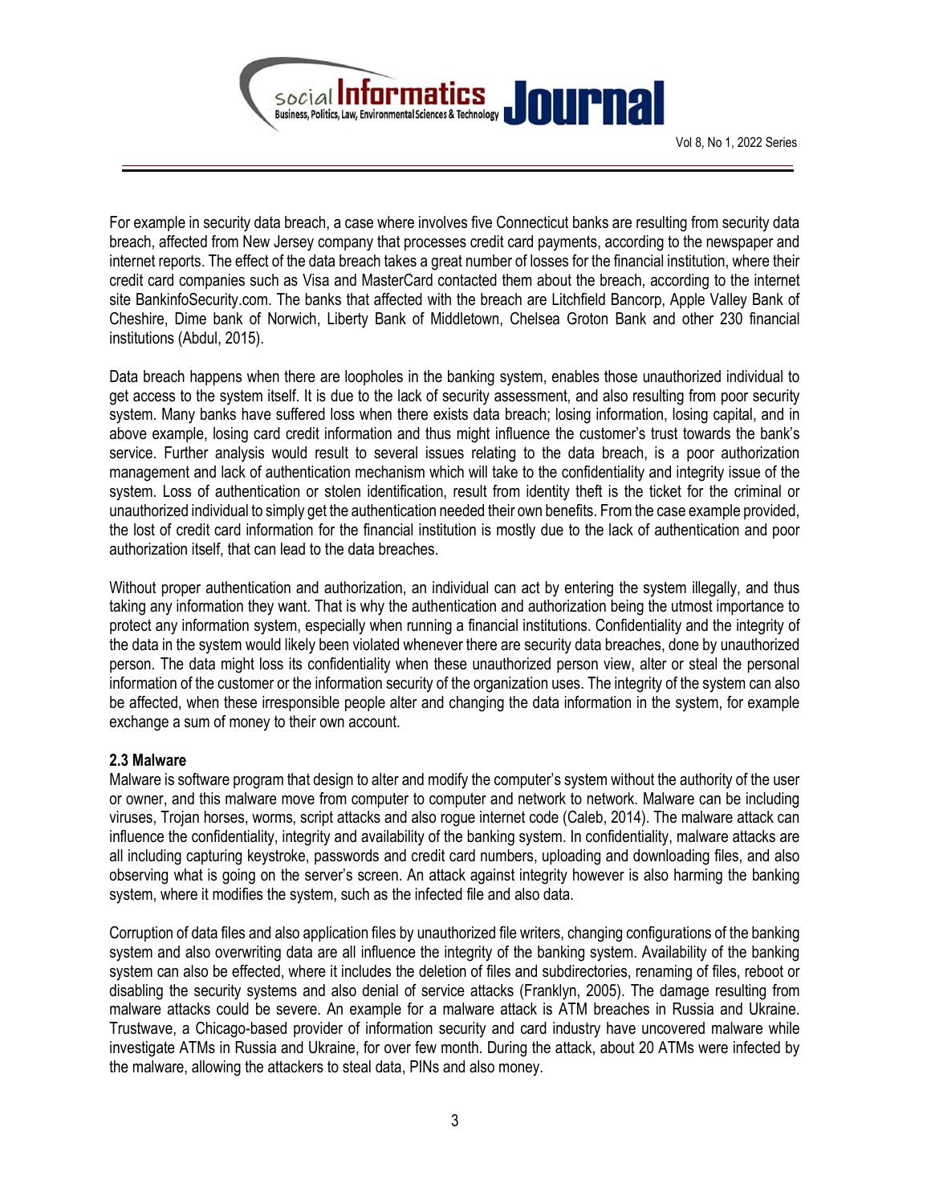For example in security data breach, a case where involves five Connecticut banks are resulting from security data breach, affected from New Jersey company that processes credit card payments, according to the newspaper and internet reports. The effect of the data breach takes a great number of losses for the financial institution, where their credit card companies such as Visa and MasterCard contacted them about the breach, according to the internet site BankinfoSecurity.com. The banks that affected with the breach are Litchfield Bancorp, Apple Valley Bank of Cheshire, Dime bank of Norwich, Liberty Bank of Middletown, Chelsea Groton Bank and other 230 financial institutions (Abdul, 2015).

Data breach happens when there are loopholes in the banking system, enables those unauthorized individual to get access to the system itself. It is due to the lack of security assessment, and also resulting from poor security system. Many banks have suffered loss when there exists data breach; losing information, losing capital, and in above example, losing card credit information and thus might influence the customer's trust towards the bank's service. Further analysis would result to several issues relating to the data breach, is a poor authorization management and lack of authentication mechanism which will take to the confidentiality and integrity issue of the system. Loss of authentication or stolen identification, result from identity theft is the ticket for the criminal or unauthorized individual to simply get the authentication needed their own benefits. From the case example provided, the lost of credit card information for the financial institution is mostly due to the lack of authentication and poor authorization itself, that can lead to the data breaches.

Without proper authentication and authorization, an individual can act by entering the system illegally, and thus taking any information they want. That is why the authentication and authorization being the utmost importance to protect any information system, especially when running a financial institutions. Confidentiality and the integrity of the data in the system would likely been violated whenever there are security data breaches, done by unauthorized person. The data might loss its confidentiality when these unauthorized person view, alter or steal the personal information of the customer or the information security of the organization uses. The integrity of the system can also be affected, when these irresponsible people alter and changing the data information in the system, for example exchange a sum of money to their own account.

**2.3 Malware**

Malware is software program that design to alter and modify the computer's system without the authority of the user or owner, and this malware move from computer to computer and network to network. Malware can be including viruses, Trojan horses, worms, script attacks and also rogue internet code (Caleb, 2014). The malware attack can influence the confidentiality, integrity and availability of the banking system. In confidentiality, malware attacks are all including capturing keystroke, passwords and credit card numbers, uploading and downloading files, and also observing what is going on the server's screen. An attack against integrity however is also harming the banking system, where it modifies the system, such as the infected file and also data.

Corruption of data files and also application files by unauthorized file writers, changing configurations of the banking system and also overwriting data are all influence the integrity of the banking system. Availability of the banking system can also be effected, where it includes the deletion of files and subdirectories, renaming of files, reboot or disabling the security systems and also denial of service attacks (Franklyn, 2005). The damage resulting from malware attacks could be severe. An example for a malware attack is ATM breaches in Russia and Ukraine. Trustwave, a Chicago-based provider of information security and card industry have uncovered malware while investigate ATMs in Russia and Ukraine, for over few month. During the attack, about 20 ATMs were infected by the malware, allowing the attackers to steal data, PINs and also money.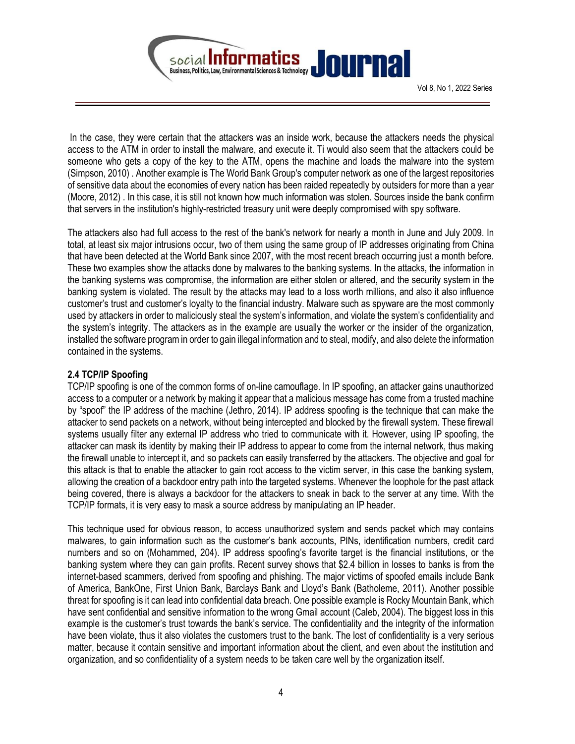In the case, they were certain that the attackers was an inside work, because the attackers needs the physical access to the ATM in order to install the malware, and execute it. Ti would also seem that the attackers could be someone who gets a copy of the key to the ATM, opens the machine and loads the malware into the system (Simpson, 2010) . Another example is The World Bank Group's computer network as one of the largest repositories of sensitive data about the economies of every nation has been raided repeatedly by outsiders for more than a year (Moore, 2012) . In this case, it is still not known how much information was stolen. Sources inside the bank confirm that servers in the institution's highly-restricted treasury unit were deeply compromised with spy software.

The attackers also had full access to the rest of the bank's network for nearly a month in June and July 2009. In total, at least six major intrusions occur, two of them using the same group of IP addresses originating from China that have been detected at the World Bank since 2007, with the most recent breach occurring just a month before. These two examples show the attacks done by malwares to the banking systems. In the attacks, the information in the banking systems was compromise, the information are either stolen or altered, and the security system in the banking system is violated. The result by the attacks may lead to a loss worth millions, and also it also influence customer's trust and customer's loyalty to the financial industry. Malware such as spyware are the most commonly used by attackers in order to maliciously steal the system's information, and violate the system's confidentiality and the system's integrity. The attackers as in the example are usually the worker or the insider of the organization, installed the software program in order to gain illegal information and to steal, modify, and also delete the information contained in the systems.

### 2.4 TCP/IP Spoofing

TCP/IP spoofing is one of the common forms of on-line camouflage. In IP spoofing, an attacker gains unauthorized access to a computer or a network by making it appear that a malicious message has come from a trusted machine by "spoof" the IP address of the machine (Jethro, 2014). IP address spoofing is the technique that can make the attacker to send packets on a network, without being intercepted and blocked by the firewall system. These firewall systems usually filter any external IP address who tried to communicate with it. However, using IP spoofing, the attacker can mask its identity by making their IP address to appear to come from the internal network, thus making the firewall unable to intercept it, and so packets can easily transferred by the attackers. The objective and goal for this attack is that to enable the attacker to gain root access to the victim server, in this case the banking system, allowing the creation of a backdoor entry path into the targeted systems. Whenever the loophole for the past attack being covered, there is always a backdoor for the attackers to sneak in back to the server at any time. With the TCP/IP formats, it is very easy to mask a source address by manipulating an IP header.

This technique used for obvious reason, to access unauthorized system and sends packet which may contains malwares, to gain information such as the customer's bank accounts, PINs, identification numbers, credit card numbers and so on (Mohammed, 204). IP address spoofing's favorite target is the financial institutions, or the banking system where they can gain profits. Recent survey shows that $2.4 billion in losses to banks is from the internet-based scammers, derived from spoofing and phishing. The major victims of spoofed emails include Bank of America, BankOne, First Union Bank, Barclays Bank and Lloyd's Bank (Batholeme, 2011). Another possible threat for spoofing is it can lead into confidential data breach. One possible example is Rocky Mountain Bank, which have sent confidential and sensitive information to the wrong Gmail account (Caleb, 2004). The biggest loss in this example is the customer's trust towards the bank's service. The confidentiality and the integrity of the information have been violate, thus it also violates the customers trust to the bank. The lost of confidentiality is a very serious matter, because it contain sensitive and important information about the client, and even about the institution and organization, and so confidentiality of a system needs to be taken care well by the organization itself.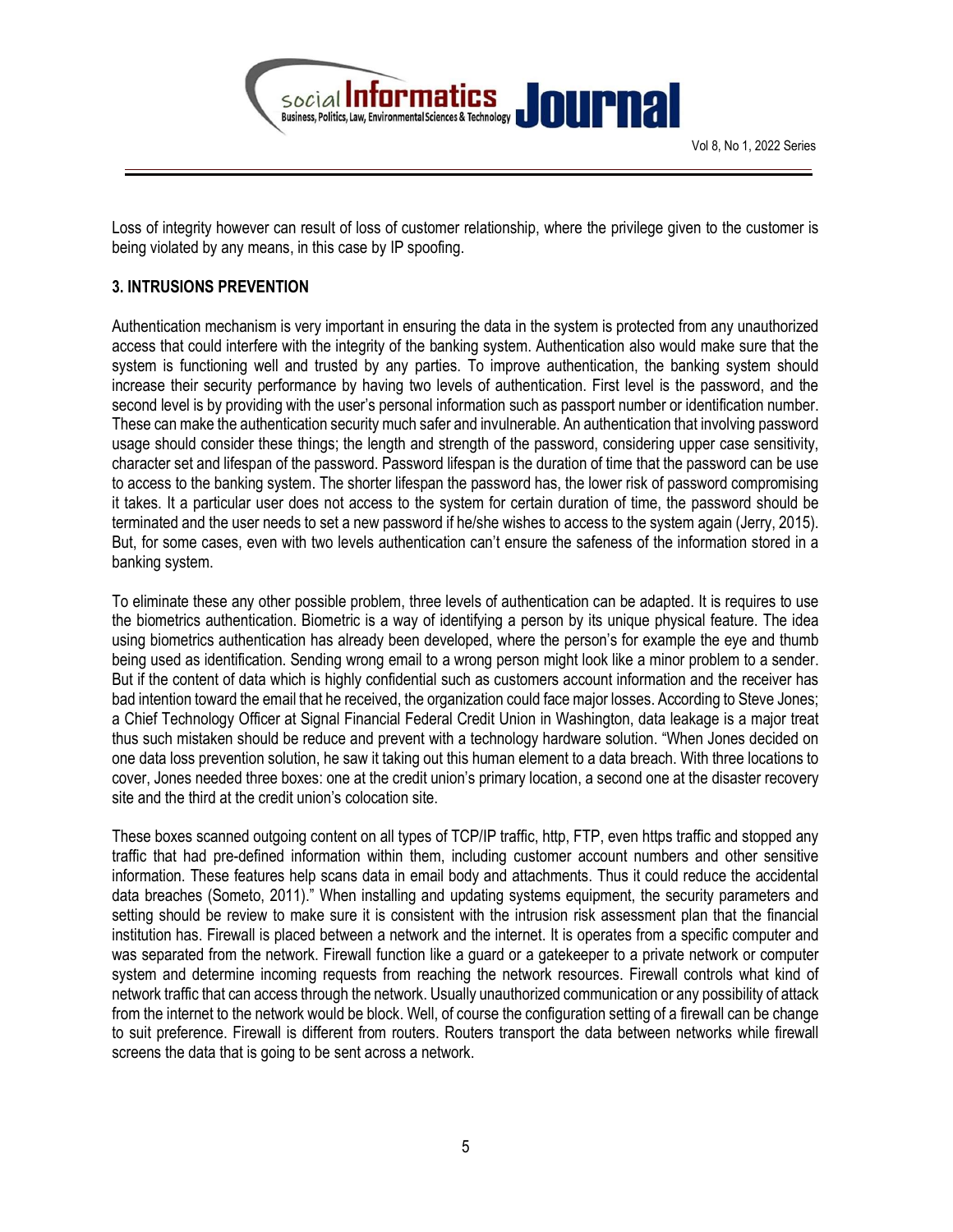Loss of integrity however can result of loss of customer relationship, where the privilege given to the customer is being violated by any means, in this case by IP spoofing.

## 3. INTRUSIONS PREVENTION

Authentication mechanism is very important in ensuring the data in the system is protected from any unauthorized access that could interfere with the integrity of the banking system. Authentication also would make sure that the system is functioning well and trusted by any parties. To improve authentication, the banking system should increase their security performance by having two levels of authentication. First level is the password, and the second level is by providing with the user's personal information such as passport number or identification number. These can make the authentication security much safer and invulnerable. An authentication that involving password usage should consider these things; the length and strength of the password, considering upper case sensitivity, character set and lifespan of the password. Password lifespan is the duration of time that the password can be use to access to the banking system. The shorter lifespan the password has, the lower risk of password compromising it takes. It a particular user does not access to the system for certain duration of time, the password should be terminated and the user needs to set a new password if he/she wishes to access to the system again (Jerry, 2015). But, for some cases, even with two levels authentication can't ensure the safeness of the information stored in a banking system.

To eliminate these any other possible problem, three levels of authentication can be adapted. It is requires to use the biometrics authentication. Biometric is a way of identifying a person by its unique physical feature. The idea using biometrics authentication has already been developed, where the person's for example the eye and thumb being used as identification. Sending wrong email to a wrong person might look like a minor problem to a sender. But if the content of data which is highly confidential such as customers account information and the receiver has bad intention toward the email that he received, the organization could face major losses. According to Steve Jones; a Chief Technology Officer at Signal Financial Federal Credit Union in Washington, data leakage is a major treat thus such mistaken should be reduce and prevent with a technology hardware solution. "When Jones decided on one data loss prevention solution, he saw it taking out this human element to a data breach. With three locations to cover, Jones needed three boxes: one at the credit union's primary location, a second one at the disaster recovery site and the third at the credit union's colocation site.

These boxes scanned outgoing content on all types of TCP/IP traffic, http, FTP, even https traffic and stopped any traffic that had pre-defined information within them, including customer account numbers and other sensitive information. These features help scans data in email body and attachments. Thus it could reduce the accidental data breaches (Someto, 2011)." When installing and updating systems equipment, the security parameters and setting should be review to make sure it is consistent with the intrusion risk assessment plan that the financial institution has. Firewall is placed between a network and the internet. It is operates from a specific computer and was separated from the network. Firewall function like a guard or a gatekeeper to a private network or computer system and determine incoming requests from reaching the network resources. Firewall controls what kind of network traffic that can access through the network. Usually unauthorized communication or any possibility of attack from the internet to the network would be block. Well, of course the configuration setting of a firewall can be change to suit preference. Firewall is different from routers. Routers transport the data between networks while firewall screens the data that is going to be sent across a network.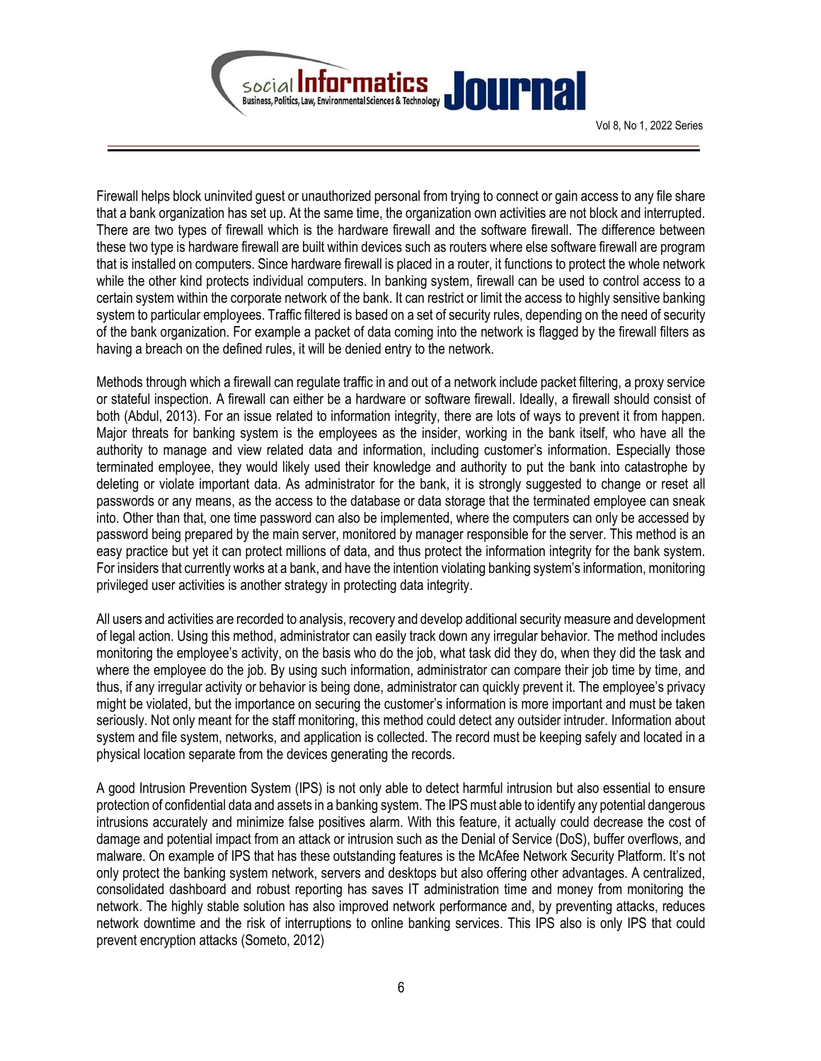Firewall helps block uninvited guest or unauthorized personal from trying to connect or gain access to any file share that a bank organization has set up. At the same time, the organization own activities are not block and interrupted. There are two types of firewall which is the hardware firewall and the software firewall. The difference between these two type is hardware firewall are built within devices such as routers where else software firewall are program that is installed on computers. Since hardware firewall is placed in a router, it functions to protect the whole network while the other kind protects individual computers. In banking system, firewall can be used to control access to a certain system within the corporate network of the bank. It can restrict or limit the access to highly sensitive banking system to particular employees. Traffic filtered is based on a set of security rules, depending on the need of security of the bank organization. For example a packet of data coming into the network is flagged by the firewall filters as having a breach on the defined rules, it will be denied entry to the network.

Methods through which a firewall can regulate traffic in and out of a network include packet filtering, a proxy service or stateful inspection. A firewall can either be a hardware or software firewall. Ideally, a firewall should consist of both (Abdul, 2013). For an issue related to information integrity, there are lots of ways to prevent it from happen. Major threats for banking system is the employees as the insider, working in the bank itself, who have all the authority to manage and view related data and information, including customer's information. Especially those terminated employee, they would likely used their knowledge and authority to put the bank into catastrophe by deleting or violate important data. As administrator for the bank, it is strongly suggested to change or reset all passwords or any means, as the access to the database or data storage that the terminated employee can sneak into. Other than that, one time password can also be implemented, where the computers can only be accessed by password being prepared by the main server, monitored by manager responsible for the server. This method is an easy practice but yet it can protect millions of data, and thus protect the information integrity for the bank system. For insiders that currently works at a bank, and have the intention violating banking system's information, monitoring privileged user activities is another strategy in protecting data integrity.

All users and activities are recorded to analysis, recovery and develop additional security measure and development of legal action. Using this method, administrator can easily track down any irregular behavior. The method includes monitoring the employee's activity, on the basis who do the job, what task did they do, when they did the task and where the employee do the job. By using such information, administrator can compare their job time by time, and thus, if any irregular activity or behavior is being done, administrator can quickly prevent it. The employee's privacy might be violated, but the importance on securing the customer's information is more important and must be taken seriously. Not only meant for the staff monitoring, this method could detect any outsider intruder. Information about system and file system, networks, and application is collected. The record must be keeping safely and located in a physical location separate from the devices generating the records.

A good Intrusion Prevention System (IPS) is not only able to detect harmful intrusion but also essential to ensure protection of confidential data and assets in a banking system. The IPS must able to identify any potential dangerous intrusions accurately and minimize false positives alarm. With this feature, it actually could decrease the cost of damage and potential impact from an attack or intrusion such as the Denial of Service (DoS), buffer overflows, and malware. On example of IPS that has these outstanding features is the McAfee Network Security Platform. It's not only protect the banking system network, servers and desktops but also offering other advantages. A centralized, consolidated dashboard and robust reporting has saves IT administration time and money from monitoring the network. The highly stable solution has also improved network performance and, by preventing attacks, reduces network downtime and the risk of interruptions to online banking services. This IPS also is only IPS that could prevent encryption attacks (Someto, 2012)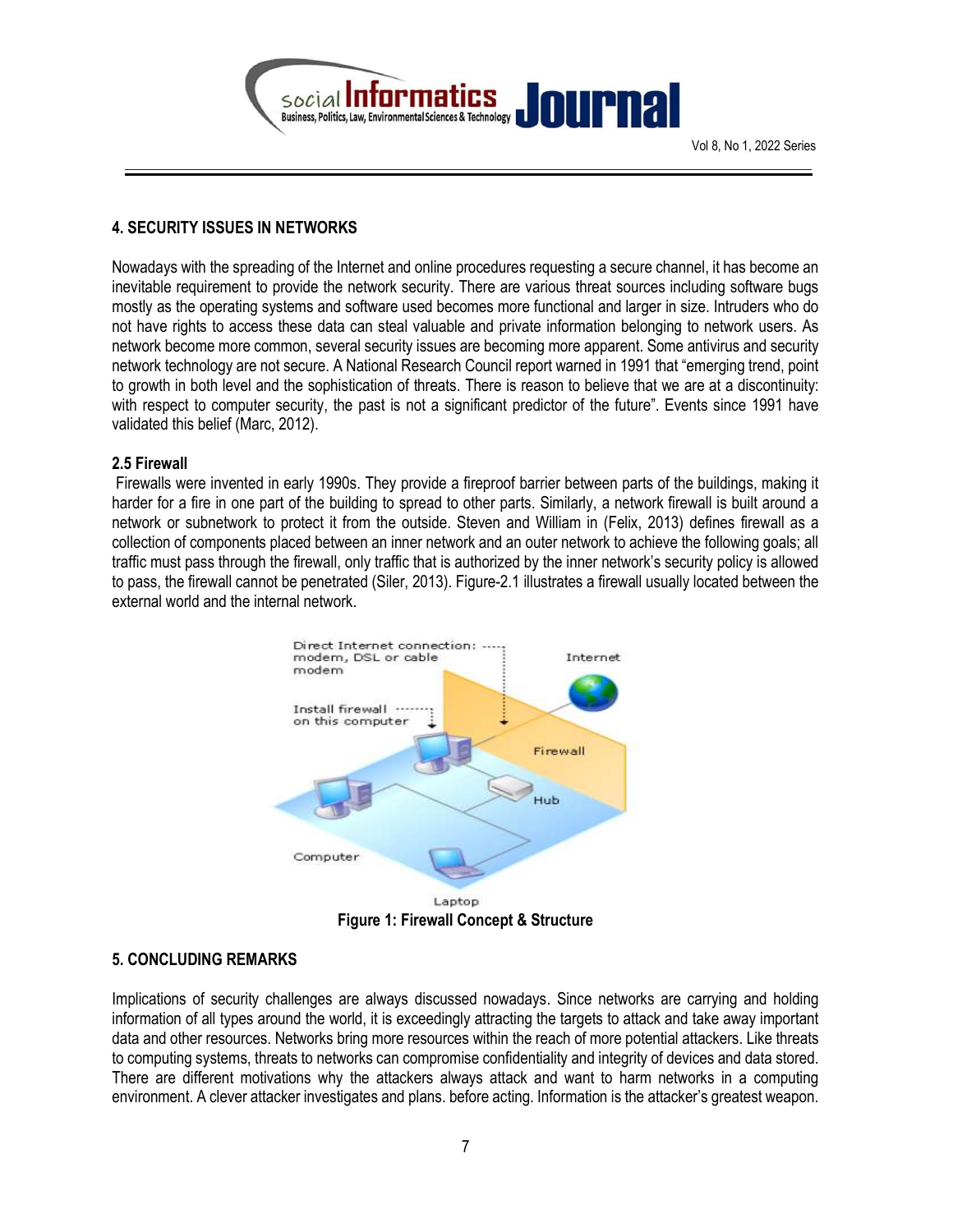## 4. SECURITY ISSUES IN NETWORKS

Nowadays with the spreading of the Internet and online procedures requesting a secure channel, it has become an inevitable requirement to provide the network security. There are various threat sources including software bugs mostly as the operating systems and software used becomes more functional and larger in size. Intruders who do not have rights to access these data can steal valuable and private information belonging to network users. As network become more common, several security issues are becoming more apparent. Some antivirus and security network technology are not secure. A National Research Council report warned in 1991 that "emerging trend, point to growth in both level and the sophistication of threats. There is reason to believe that we are at a discontinuity: with respect to computer security, the past is not a significant predictor of the future". Events since 1991 have validated this belief (Marc, 2012).

### 2.5 Firewall

Firewalls were invented in early 1990s. They provide a fireproof barrier between parts of the buildings, making it harder for a fire in one part of the building to spread to other parts. Similarly, a network firewall is built around a network or subnetwork to protect it from the outside. Steven and William in (Felix, 2013) defines firewall as a collection of components placed between an inner network and an outer network to achieve the following goals; all traffic must pass through the firewall, only traffic that is authorized by the inner network's security policy is allowed to pass, the firewall cannot be penetrated (Siler, 2013). Figure-2.1 illustrates a firewall usually located between the external world and the internal network.

**Figure 1: Firewall Concept & Structure**

## 5. CONCLUDING REMARKS

Implications of security challenges are always discussed nowadays. Since networks are carrying and holding information of all types around the world, it is exceedingly attracting the targets to attack and take away important data and other resources. Networks bring more resources within the reach of more potential attackers. Like threats to computing systems, threats to networks can compromise confidentiality and integrity of devices and data stored. There are different motivations why the attackers always attack and want to harm networks in a computing environment. A clever attacker investigates and plans. before acting. Information is the attacker's greatest weapon.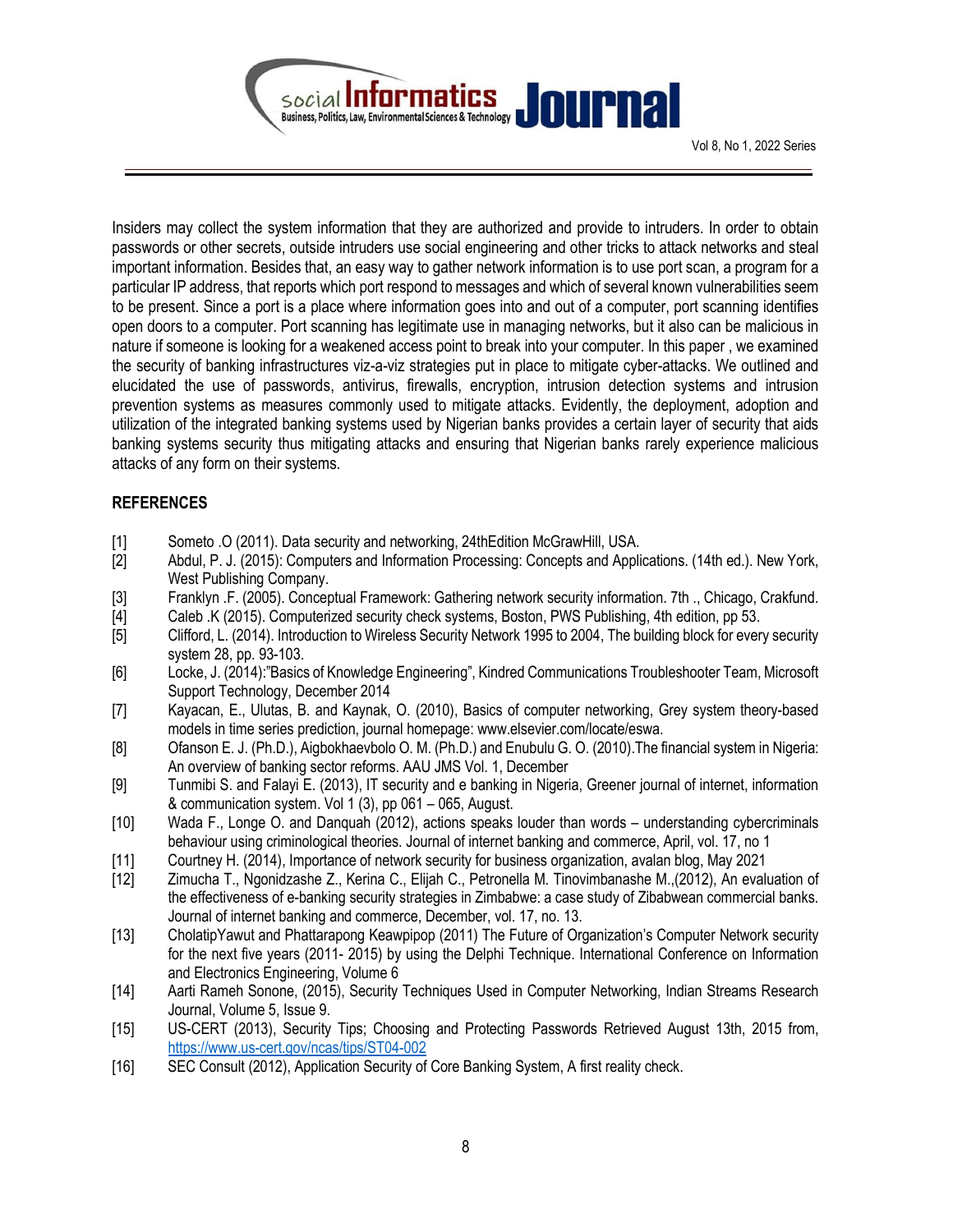Insiders may collect the system information that they are authorized and provide to intruders. In order to obtain passwords or other secrets, outside intruders use social engineering and other tricks to attack networks and steal important information. Besides that, an easy way to gather network information is to use port scan, a program for a particular IP address, that reports which port respond to messages and which of several known vulnerabilities seem to be present. Since a port is a place where information goes into and out of a computer, port scanning identifies open doors to a computer. Port scanning has legitimate use in managing networks, but it also can be malicious in nature if someone is looking for a weakened access point to break into your computer. In this paper , we examined the security of banking infrastructures viz-a-viz strategies put in place to mitigate cyber-attacks. We outlined and elucidated the use of passwords, antivirus, firewalls, encryption, intrusion detection systems and intrusion prevention systems as measures commonly used to mitigate attacks. Evidently, the deployment, adoption and utilization of the integrated banking systems used by Nigerian banks provides a certain layer of security that aids banking systems security thus mitigating attacks and ensuring that Nigerian banks rarely experience malicious attacks of any form on their systems.

## REFERENCES

[1] Someto .O (2011). Data security and networking, 24thEdition McGrawHill, USA.

[2] Abdul, P. J. (2015): Computers and Information Processing: Concepts and Applications. (14th ed.). New York, West Publishing Company.

[3] Franklyn .F. (2005). Conceptual Framework: Gathering network security information. 7th ., Chicago, Crakfund.

[4] Caleb .K (2015). Computerized security check systems, Boston, PWS Publishing, 4th edition, pp 53.

[5] Clifford, L. (2014). Introduction to Wireless Security Network 1995 to 2004, The building block for every security system 28, pp. 93-103.

[6] Locke, J. (2014):"Basics of Knowledge Engineering", Kindred Communications Troubleshooter Team, Microsoft Support Technology, December 2014

[7] Kayacan, E., Ulutas, B. and Kaynak, O. (2010), Basics of computer networking, Grey system theory-based models in time series prediction, journal homepage: www.elsevier.com/locate/eswa.

[8] Ofanson E. J. (Ph.D.), Aigbokhaevbolo O. M. (Ph.D.) and Enubulu G. O. (2010).The financial system in Nigeria: An overview of banking sector reforms. AAU JMS Vol. 1, December

[9] Tunmibi S. and Falayi E. (2013), IT security and e banking in Nigeria, Greener journal of internet, information & communication system. Vol 1 (3), pp 061 – 065, August.

[10] Wada F., Longe O. and Danquah (2012), actions speaks louder than words – understanding cybercriminals behaviour using criminological theories. Journal of internet banking and commerce, April, vol. 17, no 1

[11] Courtney H. (2014), Importance of network security for business organization, avalan blog, May 2021

[12] Zimucha T., Ngonidzashe Z., Kerina C., Elijah C., Petronella M. Tinovimbanashe M.,(2012), An evaluation of the effectiveness of e-banking security strategies in Zimbabwe: a case study of Zibabwean commercial banks. Journal of internet banking and commerce, December, vol. 17, no. 13.

[13] CholatipYawut and Phattarapong Keawpipop (2011) The Future of Organization's Computer Network security for the next five years (2011- 2015) by using the Delphi Technique. International Conference on Information and Electronics Engineering, Volume 6

[14] Aarti Rameh Sonone, (2015), Security Techniques Used in Computer Networking, Indian Streams Research Journal, Volume 5, Issue 9.

[15] US-CERT (2013), Security Tips; Choosing and Protecting Passwords Retrieved August 13th, 2015 from, https://www.us-cert.gov/ncas/tips/ST04-002

[16] SEC Consult (2012), Application Security of Core Banking System, A first reality check.